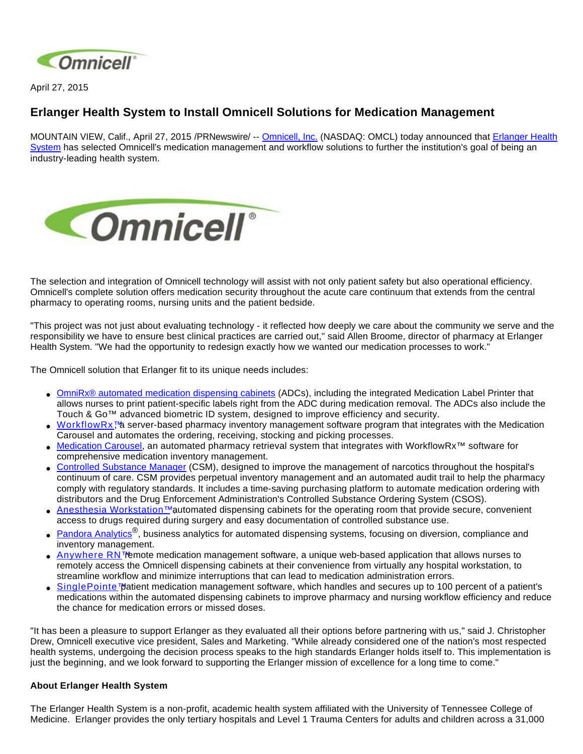April 27, 2015

# Erlanger Health System to Install Omnicell Solutions for Medication Management

MOUNTAIN VIEW, Calif., April 27, 2015 /PRNewswire/ -- Omnicell, Inc. (NASDAQ: OMCL) today announced that Erlanger Health System has selected Omnicell's medication management and workflow solutions to further the institution's goal of being an industry-leading health system.

The selection and integration of Omnicell technology will assist with not only patient safety but also operational efficiency. Omnicell's complete solution offers medication security throughout the acute care continuum that extends from the central pharmacy to operating rooms, nursing units and the patient bedside.

"This project was not just about evaluating technology - it reflected how deeply we care about the community we serve and the responsibility we have to ensure best clinical practices are carried out," said Allen Broome, director of pharmacy at Erlanger Health System. "We had the opportunity to redesign exactly how we wanted our medication processes to work."

The Omnicell solution that Erlanger fit to its unique needs includes:

- OmniRx® automated medication dispensing cabinets (ADCs), including the integrated Medication Label Printer that allows nurses to print patient-specific labels right from the ADC during medication removal. The ADCs also include the Touch & Go™ advanced biometric ID system, designed to improve efficiency and security.
- WorkflowRx™, a server-based pharmacy inventory management software program that integrates with the Medication Carousel and automates the ordering, receiving, stocking and picking processes.
- Medication Carousel, an automated pharmacy retrieval system that integrates with WorkflowRx™ software for comprehensive medication inventory management.
- Controlled Substance Manager (CSM), designed to improve the management of narcotics throughout the hospital's continuum of care. CSM provides perpetual inventory management and an automated audit trail to help the pharmacy comply with regulatory standards. It includes a time-saving purchasing platform to automate medication ordering with distributors and the Drug Enforcement Administration's Controlled Substance Ordering System (CSOS).
- Anesthesia Workstation™, automated dispensing cabinets for the operating room that provide secure, convenient access to drugs required during surgery and easy documentation of controlled substance use.
- Pandora Analytics®, business analytics for automated dispensing systems, focusing on diversion, compliance and inventory management.
- Anywhere RN™ remote medication management software, a unique web-based application that allows nurses to remotely access the Omnicell dispensing cabinets at their convenience from virtually any hospital workstation, to streamline workflow and minimize interruptions that can lead to medication administration errors.
- SinglePointe™ patient medication management software, which handles and secures up to 100 percent of a patient's medications within the automated dispensing cabinets to improve pharmacy and nursing workflow efficiency and reduce the chance for medication errors or missed doses.

"It has been a pleasure to support Erlanger as they evaluated all their options before partnering with us," said J. Christopher Drew, Omnicell executive vice president, Sales and Marketing. "While already considered one of the nation's most respected health systems, undergoing the decision process speaks to the high standards Erlanger holds itself to. This implementation is just the beginning, and we look forward to supporting the Erlanger mission of excellence for a long time to come."

**About Erlanger Health System**

The Erlanger Health System is a non-profit, academic health system affiliated with the University of Tennessee College of Medicine. Erlanger provides the only tertiary hospitals and Level 1 Trauma Centers for adults and children across a 31,000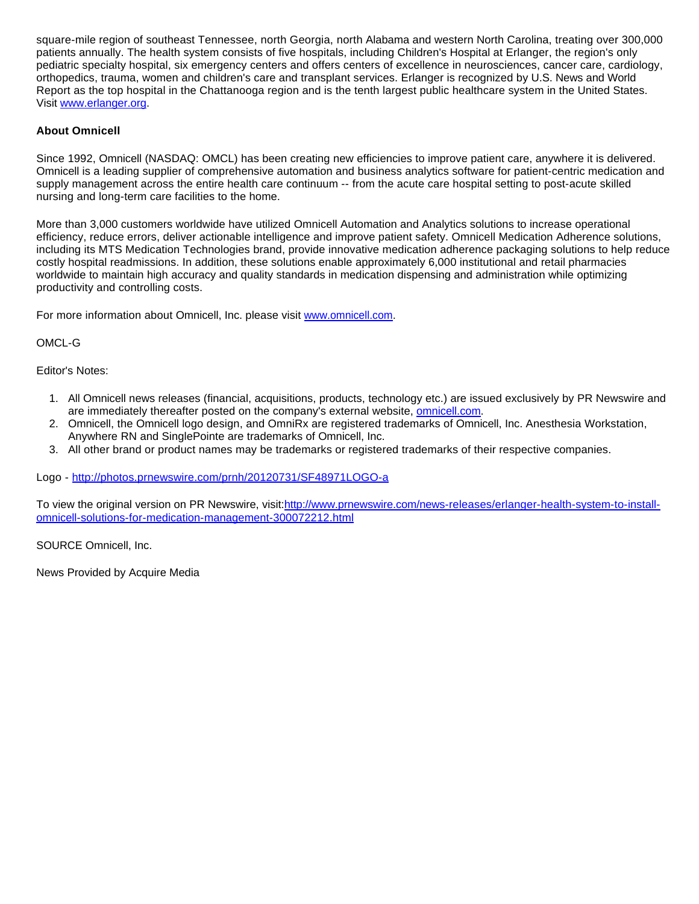square-mile region of southeast Tennessee, north Georgia, north Alabama and western North Carolina, treating over 300,000 patients annually. The health system consists of five hospitals, including Children's Hospital at Erlanger, the region's only pediatric specialty hospital, six emergency centers and offers centers of excellence in neurosciences, cancer care, cardiology, orthopedics, trauma, women and children's care and transplant services. Erlanger is recognized by U.S. News and World Report as the top hospital in the Chattanooga region and is the tenth largest public healthcare system in the United States. Visit [www.erlanger.org](http://www.erlanger.org).

**About Omnicell**

Since 1992, Omnicell (NASDAQ: OMCL) has been creating new efficiencies to improve patient care, anywhere it is delivered. Omnicell is a leading supplier of comprehensive automation and business analytics software for patient-centric medication and supply management across the entire health care continuum -- from the acute care hospital setting to post-acute skilled nursing and long-term care facilities to the home.

More than 3,000 customers worldwide have utilized Omnicell Automation and Analytics solutions to increase operational efficiency, reduce errors, deliver actionable intelligence and improve patient safety. Omnicell Medication Adherence solutions, including its MTS Medication Technologies brand, provide innovative medication adherence packaging solutions to help reduce costly hospital readmissions. In addition, these solutions enable approximately 6,000 institutional and retail pharmacies worldwide to maintain high accuracy and quality standards in medication dispensing and administration while optimizing productivity and controlling costs.

For more information about Omnicell, Inc. please visit [www.omnicell.com](http://www.omnicell.com).

OMCL-G

Editor's Notes:

1. All Omnicell news releases (financial, acquisitions, products, technology etc.) are issued exclusively by PR Newswire and are immediately thereafter posted on the company's external website, [omnicell.com](http://omnicell.com).
2. Omnicell, the Omnicell logo design, and OmniRx are registered trademarks of Omnicell, Inc. Anesthesia Workstation, Anywhere RN and SinglePointe are trademarks of Omnicell, Inc.
3. All other brand or product names may be trademarks or registered trademarks of their respective companies.

Logo - [http://photos.prnewswire.com/prnh/20120731/SF48971LOGO-a](http://photos.prnewswire.com/prnh/20120731/SF48971LOGO-a)

To view the original version on PR Newswire, visit:[http://www.prnewswire.com/news-releases/erlanger-health-system-to-install-omnicell-solutions-for-medication-management-300072212.html](http://www.prnewswire.com/news-releases/erlanger-health-system-to-install-omnicell-solutions-for-medication-management-300072212.html)

SOURCE Omnicell, Inc.

News Provided by Acquire Media